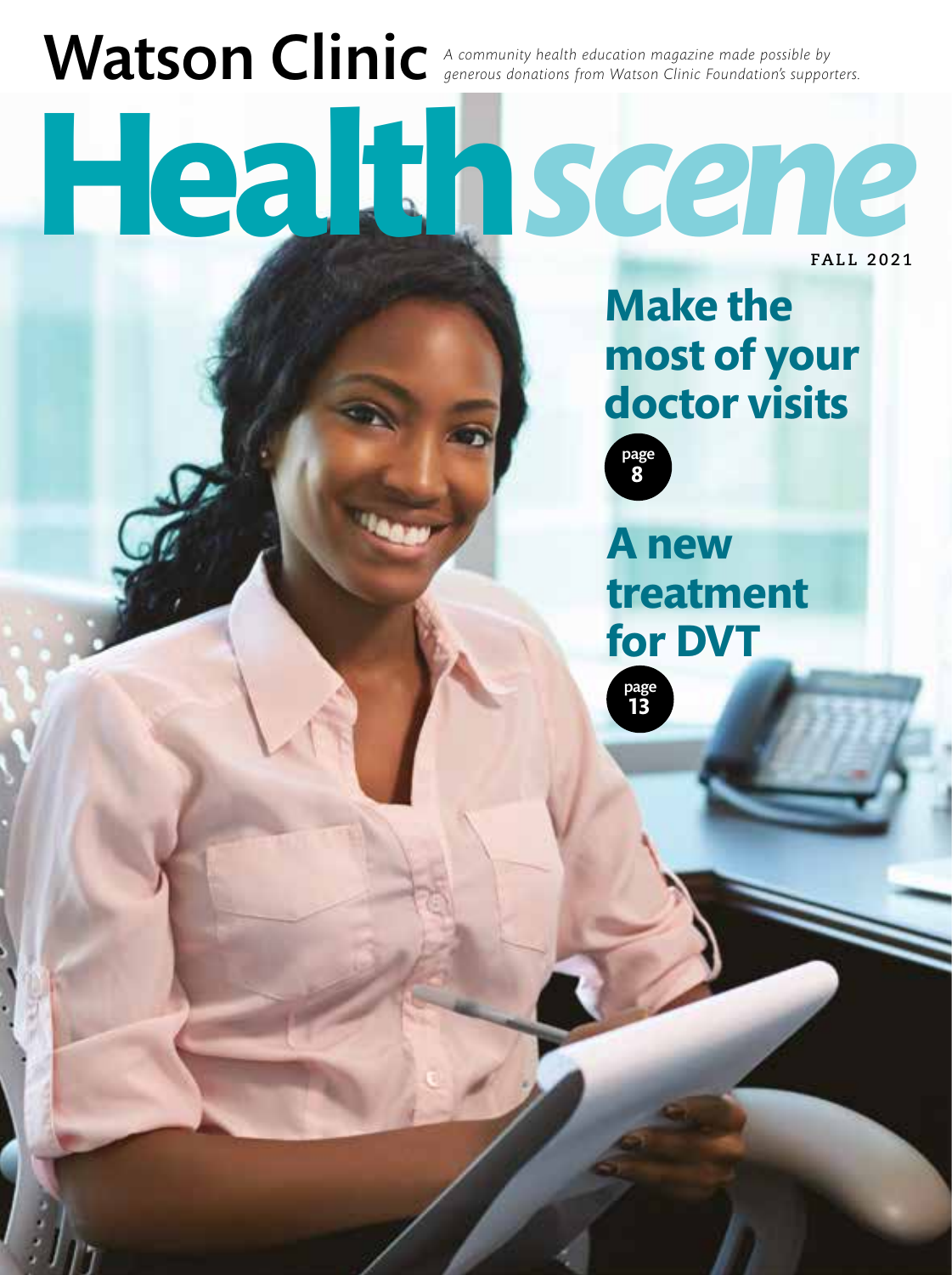# Watson Clinic

*A community health education magazine made possible by generous donations from Watson Clinic Foundation's supporters.*

# Health*scene*

FALL 2021

## Make the most of your doctor visits

page 8

## A new treatment for DVT

page 13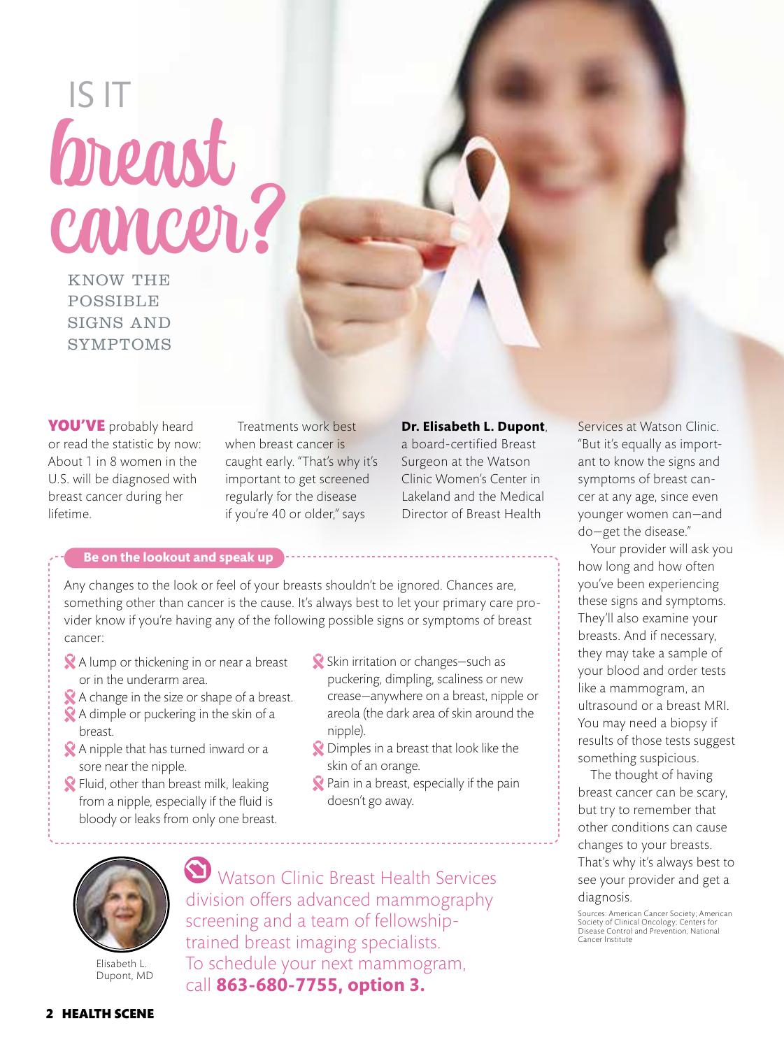# IS IT breast cancer?

KNOW THE POSSIBLE SIGNS AND SYMPTOMS

**YOU'VE** probably heard or read the statistic by now: About 1 in 8 women in the U.S. will be diagnosed with breast cancer during her lifetime.

Treatments work best when breast cancer is caught early. "That's why it's important to get screened regularly for the disease if you're 40 or older," says **Dr. Elisabeth L. Dupont**, a board-certified Breast Surgeon at the Watson Clinic Women's Center in Lakeland and the Medical Director of Breast Health Services at Watson Clinic. "But it's equally as important to know the signs and symptoms of breast cancer at any age, since even younger women can—and do—get the disease."

Your provider will ask you how long and how often you've been experiencing these signs and symptoms. They'll also examine your breasts. And if necessary, they may take a sample of your blood and order tests like a mammogram, an ultrasound or a breast MRI. You may need a biopsy if results of those tests suggest something suspicious.

The thought of having breast cancer can be scary, but try to remember that other conditions can cause changes to your breasts. That's why it's always best to see your provider and get a diagnosis.

Sources: American Cancer Society; American Society of Clinical Oncology; Centers for Disease Control and Prevention; National Cancer Institute

## Be on the lookout and speak up

Any changes to the look or feel of your breasts shouldn't be ignored. Chances are, something other than cancer is the cause. It's always best to let your primary care provider know if you're having any of the following possible signs or symptoms of breast cancer:

- A lump or thickening in or near a breast or in the underarm area.
- A change in the size or shape of a breast.
- A dimple or puckering in the skin of a breast.
- A nipple that has turned inward or a sore near the nipple.
- Fluid, other than breast milk, leaking from a nipple, especially if the fluid is bloody or leaks from only one breast.
- Skin irritation or changes—such as puckering, dimpling, scaliness or new crease—anywhere on a breast, nipple or areola (the dark area of skin around the nipple).
- Dimples in a breast that look like the skin of an orange.
- Pain in a breast, especially if the pain doesn't go away.

Elisabeth L. Dupont, MD

Watson Clinic Breast Health Services division offers advanced mammography screening and a team of fellowship-trained breast imaging specialists. To schedule your next mammogram, call **863-680-7755, option 3.**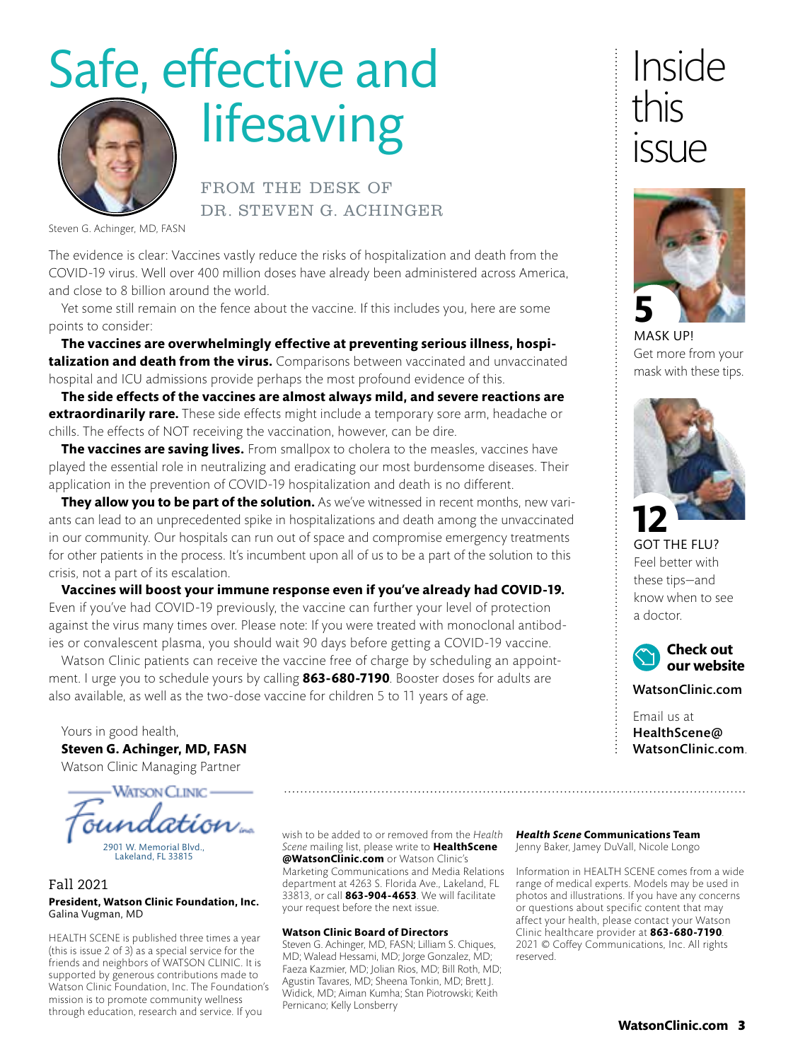# Safe, effective and lifesaving

FROM THE DESK OF DR. STEVEN G. ACHINGER

Steven G. Achinger, MD, FASN

The evidence is clear: Vaccines vastly reduce the risks of hospitalization and death from the COVID-19 virus. Well over 400 million doses have already been administered across America, and close to 8 billion around the world.

Yet some still remain on the fence about the vaccine. If this includes you, here are some points to consider:

**The vaccines are overwhelmingly effective at preventing serious illness, hospitalization and death from the virus.** Comparisons between vaccinated and unvaccinated hospital and ICU admissions provide perhaps the most profound evidence of this.

**The side effects of the vaccines are almost always mild, and severe reactions are extraordinarily rare.** These side effects might include a temporary sore arm, headache or chills. The effects of NOT receiving the vaccination, however, can be dire.

**The vaccines are saving lives.** From smallpox to cholera to the measles, vaccines have played the essential role in neutralizing and eradicating our most burdensome diseases. Their application in the prevention of COVID-19 hospitalization and death is no different.

**They allow you to be part of the solution.** As we've witnessed in recent months, new variants can lead to an unprecedented spike in hospitalizations and death among the unvaccinated in our community. Our hospitals can run out of space and compromise emergency treatments for other patients in the process. It's incumbent upon all of us to be a part of the solution to this crisis, not a part of its escalation.

**Vaccines will boost your immune response even if you've already had COVID-19.** Even if you've had COVID-19 previously, the vaccine can further your level of protection against the virus many times over. Please note: If you were treated with monoclonal antibodies or convalescent plasma, you should wait 90 days before getting a COVID-19 vaccine.

Watson Clinic patients can receive the vaccine free of charge by scheduling an appointment. I urge you to schedule yours by calling **863-680-7190**. Booster doses for adults are also available, as well as the two-dose vaccine for children 5 to 11 years of age.

Yours in good health,
**Steven G. Achinger, MD, FASN**
Watson Clinic Managing Partner

## Inside this issue

**5**
MASK UP!
Get more from your mask with these tips.

**12**
GOT THE FLU?
Feel better with these tips—and know when to see a doctor.

**Check out our website**

**WatsonClinic.com**

Email us at **HealthScene@WatsonClinic.com**.

---

Watson Clinic Foundation, Inc.
2901 W. Memorial Blvd., Lakeland, FL 33815

Fall 2021

**President, Watson Clinic Foundation, Inc.**
Galina Vugman, MD

HEALTH SCENE is published three times a year (this is issue 2 of 3) as a special service for the friends and neighbors of WATSON CLINIC. It is supported by generous contributions made to Watson Clinic Foundation, Inc. The Foundation's mission is to promote community wellness through education, research and service. If you wish to be added to or removed from the *Health Scene* mailing list, please write to **HealthScene@WatsonClinic.com** or Watson Clinic's Marketing Communications and Media Relations department at 4263 S. Florida Ave., Lakeland, FL 33813, or call **863-904-4653**. We will facilitate your request before the next issue.

**Watson Clinic Board of Directors**
Steven G. Achinger, MD, FASN; Lilliam S. Chiques, MD; Walead Hessami, MD; Jorge Gonzalez, MD; Faeza Kazmier, MD; Jolian Rios, MD; Bill Roth, MD; Agustin Tavares, MD; Sheena Tonkin, MD; Brett J. Widick, MD; Aiman Kumha; Stan Piotrowski; Keith Pernicano; Kelly Lonsberry

***Health Scene*** **Communications Team**
Jenny Baker, Jamey DuVall, Nicole Longo

Information in HEALTH SCENE comes from a wide range of medical experts. Models may be used in photos and illustrations. If you have any concerns or questions about specific content that may affect your health, please contact your Watson Clinic healthcare provider at **863-680-7190**. 2021 © Coffey Communications, Inc. All rights reserved.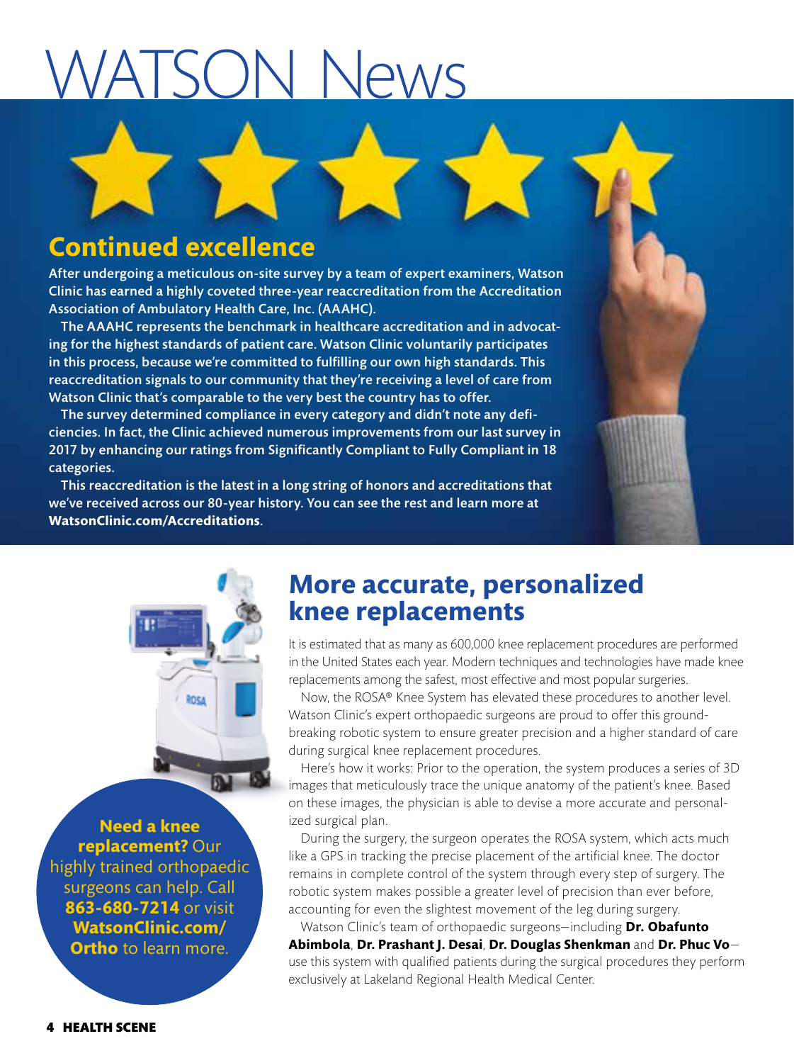# WATSON News

## Continued excellence

**After undergoing a meticulous on-site survey by a team of expert examiners, Watson Clinic has earned a highly coveted three-year reaccreditation from the Accreditation Association of Ambulatory Health Care, Inc. (AAAHC).**

**The AAAHC represents the benchmark in healthcare accreditation and in advocating for the highest standards of patient care. Watson Clinic voluntarily participates in this process, because we're committed to fulfilling our own high standards. This reaccreditation signals to our community that they're receiving a level of care from Watson Clinic that's comparable to the very best the country has to offer.**

**The survey determined compliance in every category and didn't note any deficiencies. In fact, the Clinic achieved numerous improvements from our last survey in 2017 by enhancing our ratings from Significantly Compliant to Fully Compliant in 18 categories.**

**This reaccreditation is the latest in a long string of honors and accreditations that we've received across our 80-year history. You can see the rest and learn more at WatsonClinic.com/Accreditations.**

## More accurate, personalized knee replacements

It is estimated that as many as 600,000 knee replacement procedures are performed in the United States each year. Modern techniques and technologies have made knee replacements among the safest, most effective and most popular surgeries.

Now, the ROSA® Knee System has elevated these procedures to another level. Watson Clinic's expert orthopaedic surgeons are proud to offer this groundbreaking robotic system to ensure greater precision and a higher standard of care during surgical knee replacement procedures.

Here's how it works: Prior to the operation, the system produces a series of 3D images that meticulously trace the unique anatomy of the patient's knee. Based on these images, the physician is able to devise a more accurate and personalized surgical plan.

During the surgery, the surgeon operates the ROSA system, which acts much like a GPS in tracking the precise placement of the artificial knee. The doctor remains in complete control of the system through every step of surgery. The robotic system makes possible a greater level of precision than ever before, accounting for even the slightest movement of the leg during surgery.

Watson Clinic's team of orthopaedic surgeons—including **Dr. Obafunto Abimbola**, **Dr. Prashant J. Desai**, **Dr. Douglas Shenkman** and **Dr. Phuc Vo**—use this system with qualified patients during the surgical procedures they perform exclusively at Lakeland Regional Health Medical Center.

**Need a knee replacement?** Our highly trained orthopaedic surgeons can help. Call **863-680-7214** or visit **WatsonClinic.com/Ortho** to learn more.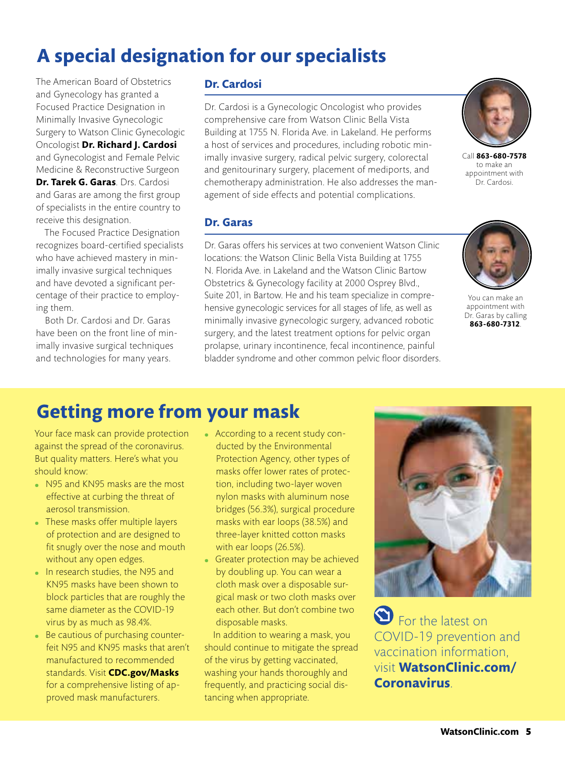# A special designation for our specialists

The American Board of Obstetrics and Gynecology has granted a Focused Practice Designation in Minimally Invasive Gynecologic Surgery to Watson Clinic Gynecologic Oncologist **Dr. Richard J. Cardosi** and Gynecologist and Female Pelvic Medicine & Reconstructive Surgeon **Dr. Tarek G. Garas**. Drs. Cardosi and Garas are among the first group of specialists in the entire country to receive this designation.

The Focused Practice Designation recognizes board-certified specialists who have achieved mastery in minimally invasive surgical techniques and have devoted a significant percentage of their practice to employing them.

Both Dr. Cardosi and Dr. Garas have been on the front line of minimally invasive surgical techniques and technologies for many years.

## Dr. Cardosi

Dr. Cardosi is a Gynecologic Oncologist who provides comprehensive care from Watson Clinic Bella Vista Building at 1755 N. Florida Ave. in Lakeland. He performs a host of services and procedures, including robotic minimally invasive surgery, radical pelvic surgery, colorectal and genitourinary surgery, placement of mediports, and chemotherapy administration. He also addresses the management of side effects and potential complications.

Call **863-680-7578** to make an appointment with Dr. Cardosi.

## Dr. Garas

Dr. Garas offers his services at two convenient Watson Clinic locations: the Watson Clinic Bella Vista Building at 1755 N. Florida Ave. in Lakeland and the Watson Clinic Bartow Obstetrics & Gynecology facility at 2000 Osprey Blvd., Suite 201, in Bartow. He and his team specialize in comprehensive gynecologic services for all stages of life, as well as minimally invasive gynecologic surgery, advanced robotic surgery, and the latest treatment options for pelvic organ prolapse, urinary incontinence, fecal incontinence, painful bladder syndrome and other common pelvic floor disorders.

You can make an appointment with Dr. Garas by calling **863-680-7312**.

# Getting more from your mask

Your face mask can provide protection against the spread of the coronavirus. But quality matters. Here's what you should know:

- N95 and KN95 masks are the most effective at curbing the threat of aerosol transmission.
- These masks offer multiple layers of protection and are designed to fit snugly over the nose and mouth without any open edges.
- In research studies, the N95 and KN95 masks have been shown to block particles that are roughly the same diameter as the COVID-19 virus by as much as 98.4%.
- Be cautious of purchasing counterfeit N95 and KN95 masks that aren't manufactured to recommended standards. Visit **CDC.gov/Masks** for a comprehensive listing of approved mask manufacturers.
- According to a recent study conducted by the Environmental Protection Agency, other types of masks offer lower rates of protection, including two-layer woven nylon masks with aluminum nose bridges (56.3%), surgical procedure masks with ear loops (38.5%) and three-layer knitted cotton masks with ear loops (26.5%).
- Greater protection may be achieved by doubling up. You can wear a cloth mask over a disposable surgical mask or two cloth masks over each other. But don't combine two disposable masks.

In addition to wearing a mask, you should continue to mitigate the spread of the virus by getting vaccinated, washing your hands thoroughly and frequently, and practicing social distancing when appropriate.

For the latest on COVID-19 prevention and vaccination information, visit **WatsonClinic.com/Coronavirus**.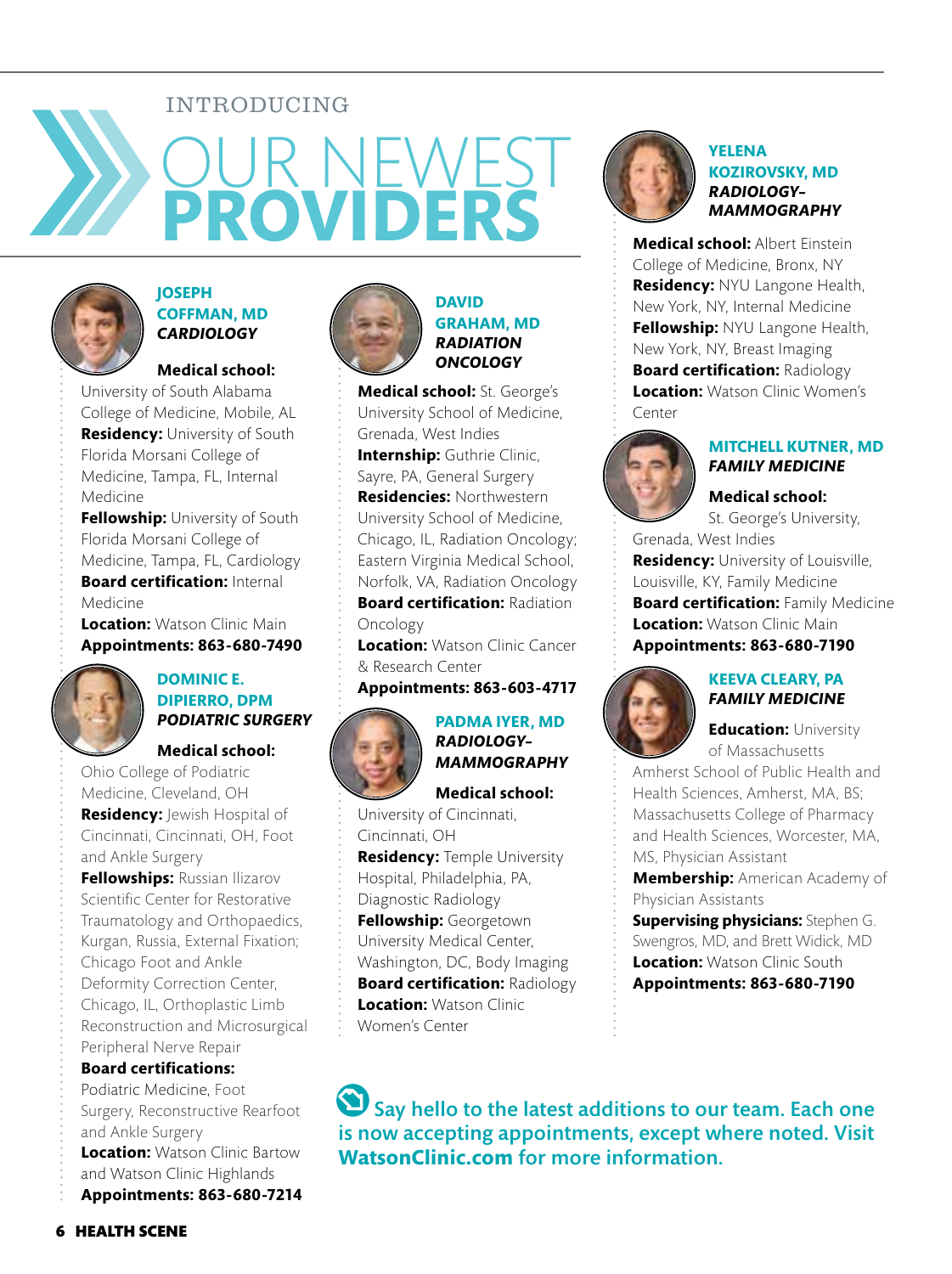INTRODUCING

# OUR NEWEST PROVIDERS

### JOSEPH COFFMAN, MD
***CARDIOLOGY***

**Medical school:** University of South Alabama College of Medicine, Mobile, AL
**Residency:** University of South Florida Morsani College of Medicine, Tampa, FL, Internal Medicine
**Fellowship:** University of South Florida Morsani College of Medicine, Tampa, FL, Cardiology
**Board certification:** Internal Medicine
**Location:** Watson Clinic Main
**Appointments: 863-680-7490**

### DOMINIC E. DIPIERRO, DPM
***PODIATRIC SURGERY***

**Medical school:** Ohio College of Podiatric Medicine, Cleveland, OH
**Residency:** Jewish Hospital of Cincinnati, Cincinnati, OH, Foot and Ankle Surgery
**Fellowships:** Russian Ilizarov Scientific Center for Restorative Traumatology and Orthopaedics, Kurgan, Russia, External Fixation; Chicago Foot and Ankle Deformity Correction Center, Chicago, IL, Orthoplastic Limb Reconstruction and Microsurgical Peripheral Nerve Repair
**Board certifications:** Podiatric Medicine, Foot Surgery, Reconstructive Rearfoot and Ankle Surgery
**Location:** Watson Clinic Bartow and Watson Clinic Highlands
**Appointments: 863-680-7214**

### DAVID GRAHAM, MD
***RADIATION ONCOLOGY***

**Medical school:** St. George's University School of Medicine, Grenada, West Indies
**Internship:** Guthrie Clinic, Sayre, PA, General Surgery
**Residencies:** Northwestern University School of Medicine, Chicago, IL, Radiation Oncology; Eastern Virginia Medical School, Norfolk, VA, Radiation Oncology
**Board certification:** Radiation Oncology
**Location:** Watson Clinic Cancer & Research Center
**Appointments: 863-603-4717**

### PADMA IYER, MD
***RADIOLOGY–MAMMOGRAPHY***

**Medical school:** University of Cincinnati, Cincinnati, OH
**Residency:** Temple University Hospital, Philadelphia, PA, Diagnostic Radiology
**Fellowship:** Georgetown University Medical Center, Washington, DC, Body Imaging
**Board certification:** Radiology
**Location:** Watson Clinic Women's Center

### YELENA KOZIROVSKY, MD
***RADIOLOGY–MAMMOGRAPHY***

**Medical school:** Albert Einstein College of Medicine, Bronx, NY
**Residency:** NYU Langone Health, New York, NY, Internal Medicine
**Fellowship:** NYU Langone Health, New York, NY, Breast Imaging
**Board certification:** Radiology
**Location:** Watson Clinic Women's Center

### MITCHELL KUTNER, MD
***FAMILY MEDICINE***

**Medical school:** St. George's University, Grenada, West Indies
**Residency:** University of Louisville, Louisville, KY, Family Medicine
**Board certification:** Family Medicine
**Location:** Watson Clinic Main
**Appointments: 863-680-7190**

### KEEVA CLEARY, PA
***FAMILY MEDICINE***

**Education:** University of Massachusetts Amherst School of Public Health and Health Sciences, Amherst, MA, BS; Massachusetts College of Pharmacy and Health Sciences, Worcester, MA, MS, Physician Assistant
**Membership:** American Academy of Physician Assistants
**Supervising physicians:** Stephen G. Swengros, MD, and Brett Widick, MD
**Location:** Watson Clinic South
**Appointments: 863-680-7190**

Say hello to the latest additions to our team. Each one is now accepting appointments, except where noted. Visit **WatsonClinic.com** for more information.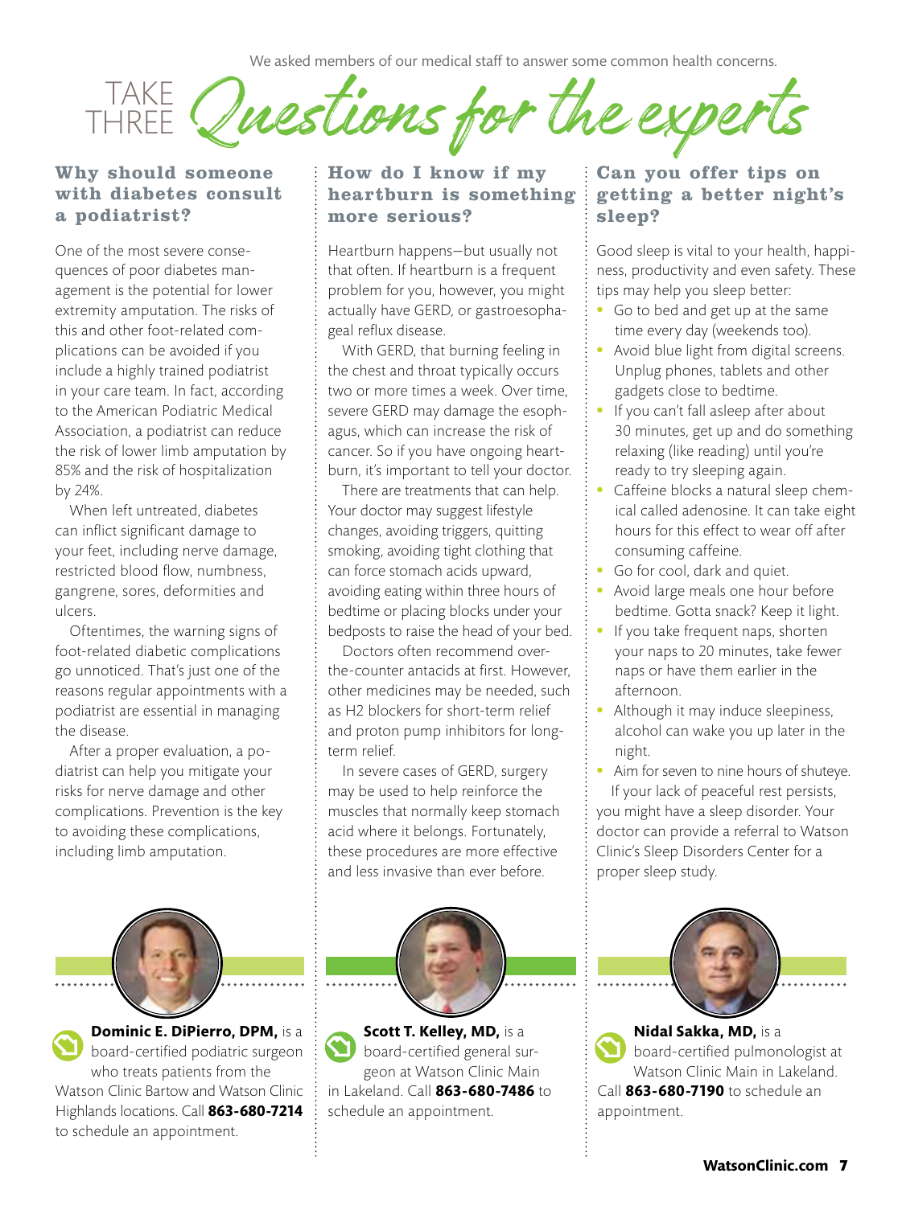We asked members of our medical staff to answer some common health concerns.

# TAKE THREE Questions for the experts

## Why should someone with diabetes consult a podiatrist?

One of the most severe consequences of poor diabetes management is the potential for lower extremity amputation. The risks of this and other foot-related complications can be avoided if you include a highly trained podiatrist in your care team. In fact, according to the American Podiatric Medical Association, a podiatrist can reduce the risk of lower limb amputation by 85% and the risk of hospitalization by 24%.

When left untreated, diabetes can inflict significant damage to your feet, including nerve damage, restricted blood flow, numbness, gangrene, sores, deformities and ulcers.

Oftentimes, the warning signs of foot-related diabetic complications go unnoticed. That's just one of the reasons regular appointments with a podiatrist are essential in managing the disease.

After a proper evaluation, a podiatrist can help you mitigate your risks for nerve damage and other complications. Prevention is the key to avoiding these complications, including limb amputation.

**Dominic E. DiPierro, DPM,** is a board-certified podiatric surgeon who treats patients from the Watson Clinic Bartow and Watson Clinic Highlands locations. Call **863-680-7214** to schedule an appointment.

## How do I know if my heartburn is something more serious?

Heartburn happens—but usually not that often. If heartburn is a frequent problem for you, however, you might actually have GERD, or gastroesophageal reflux disease.

With GERD, that burning feeling in the chest and throat typically occurs two or more times a week. Over time, severe GERD may damage the esophagus, which can increase the risk of cancer. So if you have ongoing heartburn, it's important to tell your doctor.

There are treatments that can help. Your doctor may suggest lifestyle changes, avoiding triggers, quitting smoking, avoiding tight clothing that can force stomach acids upward, avoiding eating within three hours of bedtime or placing blocks under your bedposts to raise the head of your bed.

Doctors often recommend over-the-counter antacids at first. However, other medicines may be needed, such as H2 blockers for short-term relief and proton pump inhibitors for long-term relief.

In severe cases of GERD, surgery may be used to help reinforce the muscles that normally keep stomach acid where it belongs. Fortunately, these procedures are more effective and less invasive than ever before.

**Scott T. Kelley, MD,** is a board-certified general surgeon at Watson Clinic Main in Lakeland. Call **863-680-7486** to schedule an appointment.

## Can you offer tips on getting a better night's sleep?

Good sleep is vital to your health, happiness, productivity and even safety. These tips may help you sleep better:

- Go to bed and get up at the same time every day (weekends too).
- Avoid blue light from digital screens. Unplug phones, tablets and other gadgets close to bedtime.
- If you can't fall asleep after about 30 minutes, get up and do something relaxing (like reading) until you're ready to try sleeping again.
- Caffeine blocks a natural sleep chemical called adenosine. It can take eight hours for this effect to wear off after consuming caffeine.
- Go for cool, dark and quiet.
- Avoid large meals one hour before bedtime. Gotta snack? Keep it light.
- If you take frequent naps, shorten your naps to 20 minutes, take fewer naps or have them earlier in the afternoon.
- Although it may induce sleepiness, alcohol can wake you up later in the night.
- Aim for seven to nine hours of shuteye.

If your lack of peaceful rest persists, you might have a sleep disorder. Your doctor can provide a referral to Watson Clinic's Sleep Disorders Center for a proper sleep study.

**Nidal Sakka, MD,** is a board-certified pulmonologist at Watson Clinic Main in Lakeland. Call **863-680-7190** to schedule an appointment.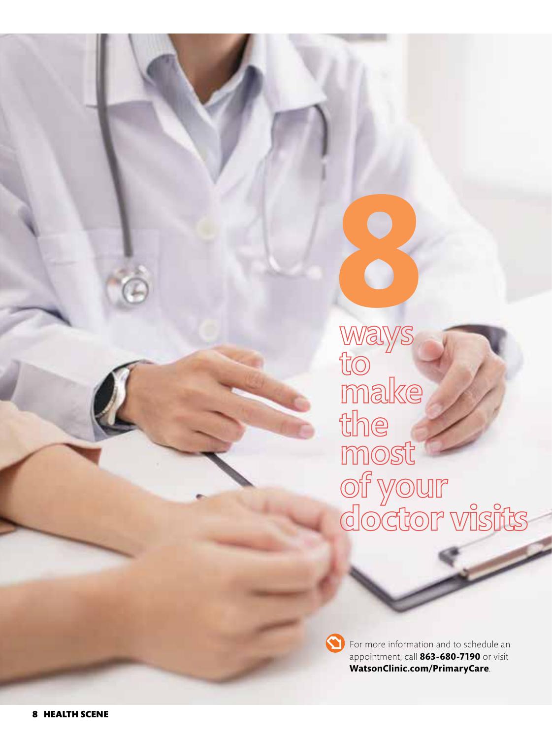# 8 ways to make the most of your doctor visits

For more information and to schedule an appointment, call **863-680-7190** or visit **WatsonClinic.com/PrimaryCare**.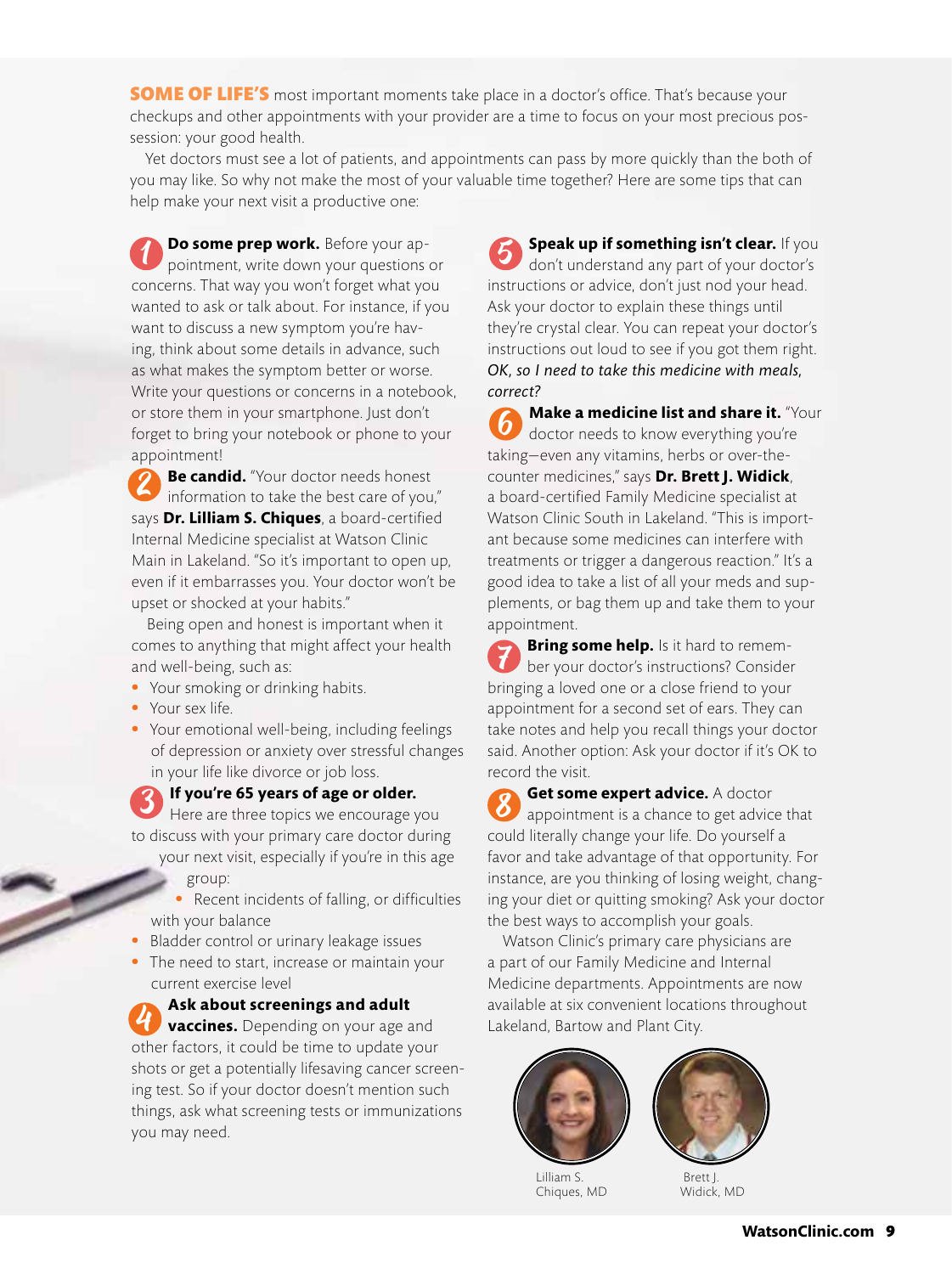**SOME OF LIFE'S** most important moments take place in a doctor's office. That's because your checkups and other appointments with your provider are a time to focus on your most precious possession: your good health.

Yet doctors must see a lot of patients, and appointments can pass by more quickly than the both of you may like. So why not make the most of your valuable time together? Here are some tips that can help make your next visit a productive one:

**1 Do some prep work.** Before your appointment, write down your questions or concerns. That way you won't forget what you wanted to ask or talk about. For instance, if you want to discuss a new symptom you're having, think about some details in advance, such as what makes the symptom better or worse. Write your questions or concerns in a notebook, or store them in your smartphone. Just don't forget to bring your notebook or phone to your appointment!

**2 Be candid.** "Your doctor needs honest information to take the best care of you," says **Dr. Lilliam S. Chiques**, a board-certified Internal Medicine specialist at Watson Clinic Main in Lakeland. "So it's important to open up, even if it embarrasses you. Your doctor won't be upset or shocked at your habits."

Being open and honest is important when it comes to anything that might affect your health and well-being, such as:

- Your smoking or drinking habits.
- Your sex life.
- Your emotional well-being, including feelings of depression or anxiety over stressful changes in your life like divorce or job loss.

**3 If you're 65 years of age or older.** Here are three topics we encourage you to discuss with your primary care doctor during your next visit, especially if you're in this age group:

- Recent incidents of falling, or difficulties with your balance
- Bladder control or urinary leakage issues
- The need to start, increase or maintain your current exercise level

**4 Ask about screenings and adult vaccines.** Depending on your age and other factors, it could be time to update your shots or get a potentially lifesaving cancer screening test. So if your doctor doesn't mention such things, ask what screening tests or immunizations you may need.

**5 Speak up if something isn't clear.** If you don't understand any part of your doctor's instructions or advice, don't just nod your head. Ask your doctor to explain these things until they're crystal clear. You can repeat your doctor's instructions out loud to see if you got them right. *OK, so I need to take this medicine with meals, correct?*

**6 Make a medicine list and share it.** "Your doctor needs to know everything you're taking—even any vitamins, herbs or over-the-counter medicines," says **Dr. Brett J. Widick**, a board-certified Family Medicine specialist at Watson Clinic South in Lakeland. "This is important because some medicines can interfere with treatments or trigger a dangerous reaction." It's a good idea to take a list of all your meds and supplements, or bag them up and take them to your appointment.

**7 Bring some help.** Is it hard to remember your doctor's instructions? Consider bringing a loved one or a close friend to your appointment for a second set of ears. They can take notes and help you recall things your doctor said. Another option: Ask your doctor if it's OK to record the visit.

**8 Get some expert advice.** A doctor appointment is a chance to get advice that could literally change your life. Do yourself a favor and take advantage of that opportunity. For instance, are you thinking of losing weight, changing your diet or quitting smoking? Ask your doctor the best ways to accomplish your goals.

Watson Clinic's primary care physicians are a part of our Family Medicine and Internal Medicine departments. Appointments are now available at six convenient locations throughout Lakeland, Bartow and Plant City.

Lilliam S. Chiques, MD

Brett J. Widick, MD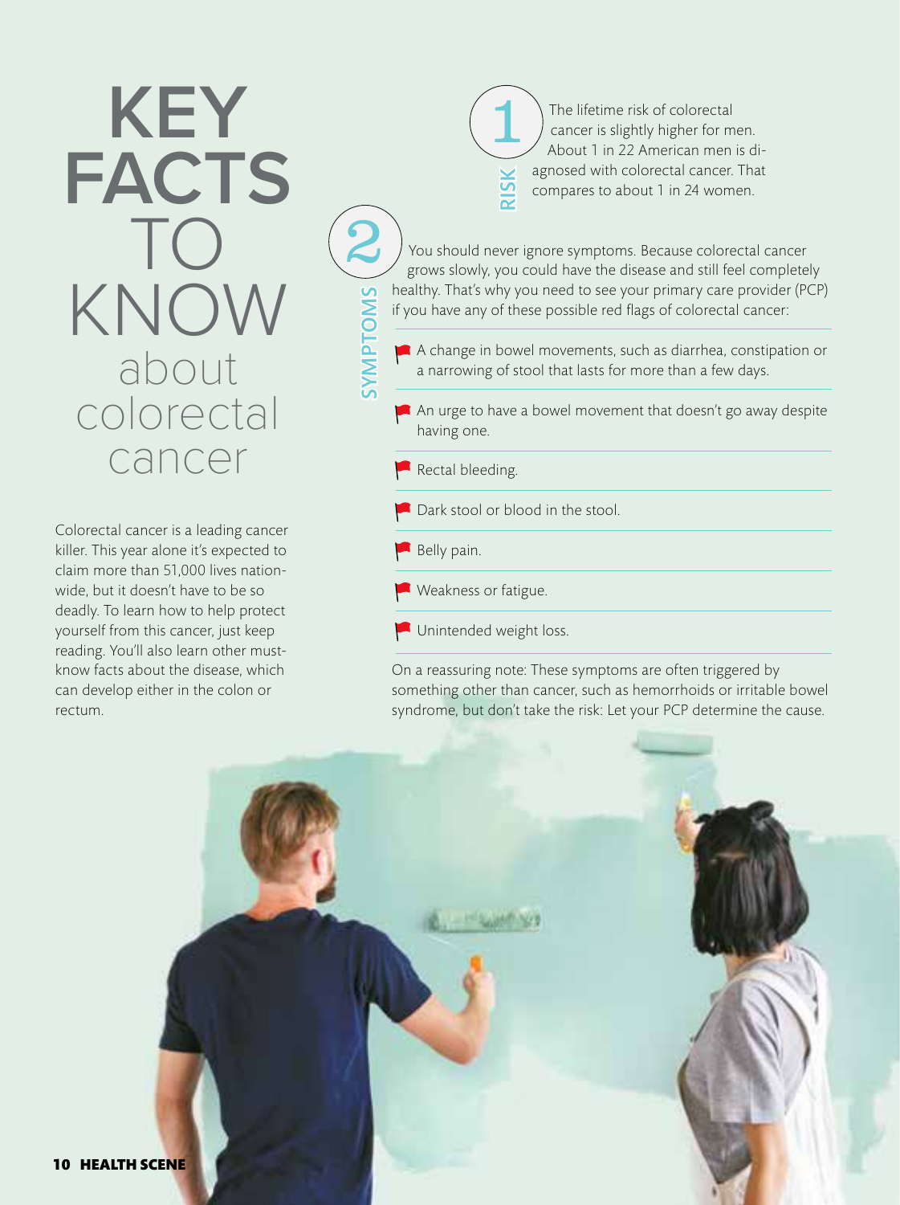# KEY FACTS TO KNOW about colorectal cancer

Colorectal cancer is a leading cancer killer. This year alone it's expected to claim more than 51,000 lives nationwide, but it doesn't have to be so deadly. To learn how to help protect yourself from this cancer, just keep reading. You'll also learn other must-know facts about the disease, which can develop either in the colon or rectum.

## 1 RISK

The lifetime risk of colorectal cancer is slightly higher for men. About 1 in 22 American men is diagnosed with colorectal cancer. That compares to about 1 in 24 women.

## 2 SYMPTOMS

You should never ignore symptoms. Because colorectal cancer grows slowly, you could have the disease and still feel completely healthy. That's why you need to see your primary care provider (PCP) if you have any of these possible red flags of colorectal cancer:

- A change in bowel movements, such as diarrhea, constipation or a narrowing of stool that lasts for more than a few days.
- An urge to have a bowel movement that doesn't go away despite having one.
- Rectal bleeding.
- Dark stool or blood in the stool.
- Belly pain.
- Weakness or fatigue.
- Unintended weight loss.

On a reassuring note: These symptoms are often triggered by something other than cancer, such as hemorrhoids or irritable bowel syndrome, but don't take the risk: Let your PCP determine the cause.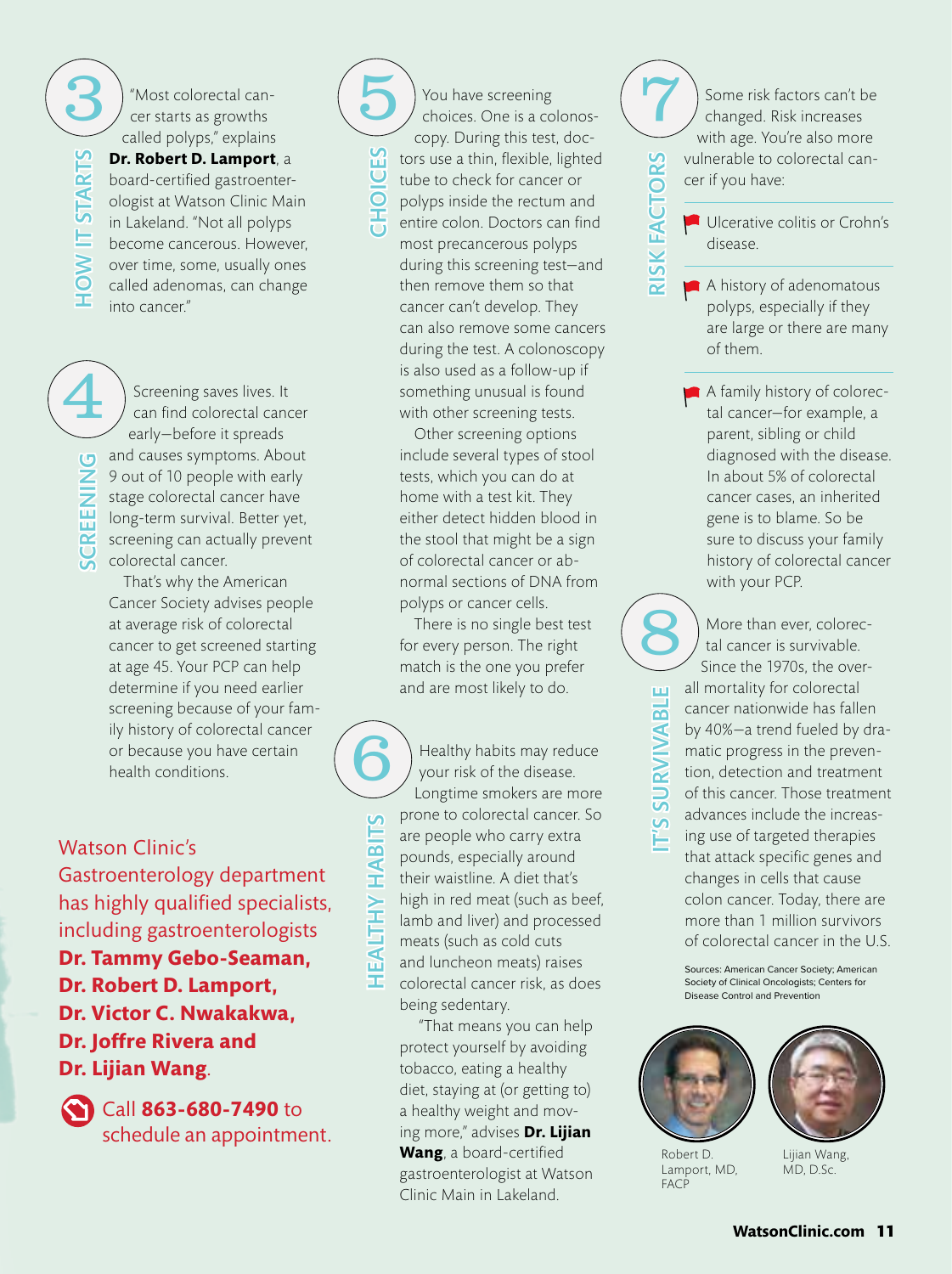## 3 HOW IT STARTS

"Most colorectal cancer starts as growths called polyps," explains **Dr. Robert D. Lamport**, a board-certified gastroenterologist at Watson Clinic Main in Lakeland. "Not all polyps become cancerous. However, over time, some, usually ones called adenomas, can change into cancer."

## 4 SCREENING

Screening saves lives. It can find colorectal cancer early—before it spreads and causes symptoms. About 9 out of 10 people with early stage colorectal cancer have long-term survival. Better yet, screening can actually prevent colorectal cancer.

That's why the American Cancer Society advises people at average risk of colorectal cancer to get screened starting at age 45. Your PCP can help determine if you need earlier screening because of your family history of colorectal cancer or because you have certain health conditions.

Watson Clinic's Gastroenterology department has highly qualified specialists, including gastroenterologists **Dr. Tammy Gebo-Seaman, Dr. Robert D. Lamport, Dr. Victor C. Nwakakwa, Dr. Joffre Rivera and Dr. Lijian Wang**.

Call **863-680-7490** to schedule an appointment.

## 5 CHOICES

You have screening choices. One is a colonoscopy. During this test, doctors use a thin, flexible, lighted tube to check for cancer or polyps inside the rectum and entire colon. Doctors can find most precancerous polyps during this screening test—and then remove them so that cancer can't develop. They can also remove some cancers during the test. A colonoscopy is also used as a follow-up if something unusual is found with other screening tests.

Other screening options include several types of stool tests, which you can do at home with a test kit. They either detect hidden blood in the stool that might be a sign of colorectal cancer or abnormal sections of DNA from polyps or cancer cells.

There is no single best test for every person. The right match is the one you prefer and are most likely to do.

## 6 HEALTHY HABITS

Healthy habits may reduce your risk of the disease. Longtime smokers are more prone to colorectal cancer. So are people who carry extra pounds, especially around their waistline. A diet that's high in red meat (such as beef, lamb and liver) and processed meats (such as cold cuts and luncheon meats) raises colorectal cancer risk, as does being sedentary.

"That means you can help protect yourself by avoiding tobacco, eating a healthy diet, staying at (or getting to) a healthy weight and moving more," advises **Dr. Lijian Wang**, a board-certified gastroenterologist at Watson Clinic Main in Lakeland.

## 7 RISK FACTORS

Some risk factors can't be changed. Risk increases with age. You're also more vulnerable to colorectal cancer if you have:

- Ulcerative colitis or Crohn's disease.
- A history of adenomatous polyps, especially if they are large or there are many of them.
- A family history of colorectal cancer—for example, a parent, sibling or child diagnosed with the disease. In about 5% of colorectal cancer cases, an inherited gene is to blame. So be sure to discuss your family history of colorectal cancer with your PCP.

## 8 IT'S SURVIVABLE

More than ever, colorectal cancer is survivable. Since the 1970s, the overall mortality for colorectal cancer nationwide has fallen by 40%—a trend fueled by dramatic progress in the prevention, detection and treatment of this cancer. Those treatment advances include the increasing use of targeted therapies that attack specific genes and changes in cells that cause colon cancer. Today, there are more than 1 million survivors of colorectal cancer in the U.S.

Sources: American Cancer Society; American Society of Clinical Oncologists; Centers for Disease Control and Prevention

Robert D. Lamport, MD, FACP

Lijian Wang, MD, D.Sc.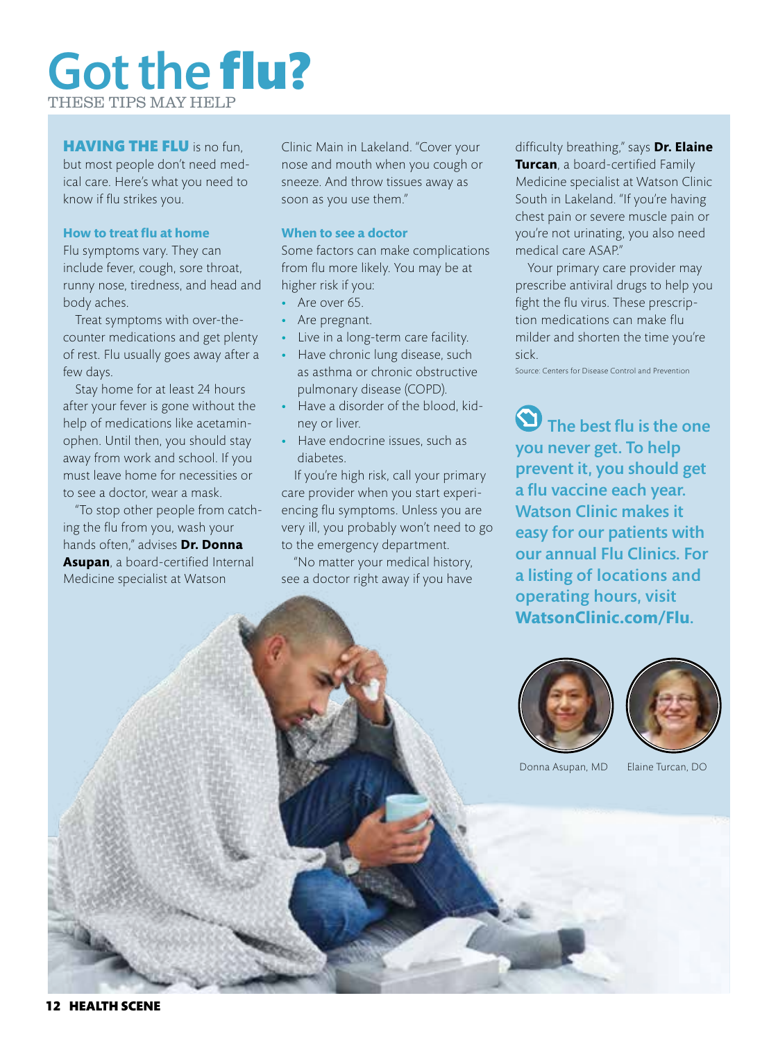# Got the flu?

THESE TIPS MAY HELP

**HAVING THE FLU** is no fun, but most people don't need medical care. Here's what you need to know if flu strikes you.

### How to treat flu at home

Flu symptoms vary. They can include fever, cough, sore throat, runny nose, tiredness, and head and body aches.

Treat symptoms with over-the-counter medications and get plenty of rest. Flu usually goes away after a few days.

Stay home for at least 24 hours after your fever is gone without the help of medications like acetaminophen. Until then, you should stay away from work and school. If you must leave home for necessities or to see a doctor, wear a mask.

"To stop other people from catching the flu from you, wash your hands often," advises **Dr. Donna Asupan**, a board-certified Internal Medicine specialist at Watson Clinic Main in Lakeland. "Cover your nose and mouth when you cough or sneeze. And throw tissues away as soon as you use them."

### When to see a doctor

Some factors can make complications from flu more likely. You may be at higher risk if you:

- Are over 65.
- Are pregnant.
- Live in a long-term care facility.
- Have chronic lung disease, such as asthma or chronic obstructive pulmonary disease (COPD).
- Have a disorder of the blood, kidney or liver.
- Have endocrine issues, such as diabetes.

If you're high risk, call your primary care provider when you start experiencing flu symptoms. Unless you are very ill, you probably won't need to go to the emergency department.

"No matter your medical history, see a doctor right away if you have difficulty breathing," says **Dr. Elaine Turcan**, a board-certified Family Medicine specialist at Watson Clinic South in Lakeland. "If you're having chest pain or severe muscle pain or you're not urinating, you also need medical care ASAP."

Your primary care provider may prescribe antiviral drugs to help you fight the flu virus. These prescription medications can make flu milder and shorten the time you're sick.

Source: Centers for Disease Control and Prevention

**The best flu is the one you never get. To help prevent it, you should get a flu vaccine each year. Watson Clinic makes it easy for our patients with our annual Flu Clinics. For a listing of locations and operating hours, visit WatsonClinic.com/Flu.**

Donna Asupan, MD

Elaine Turcan, DO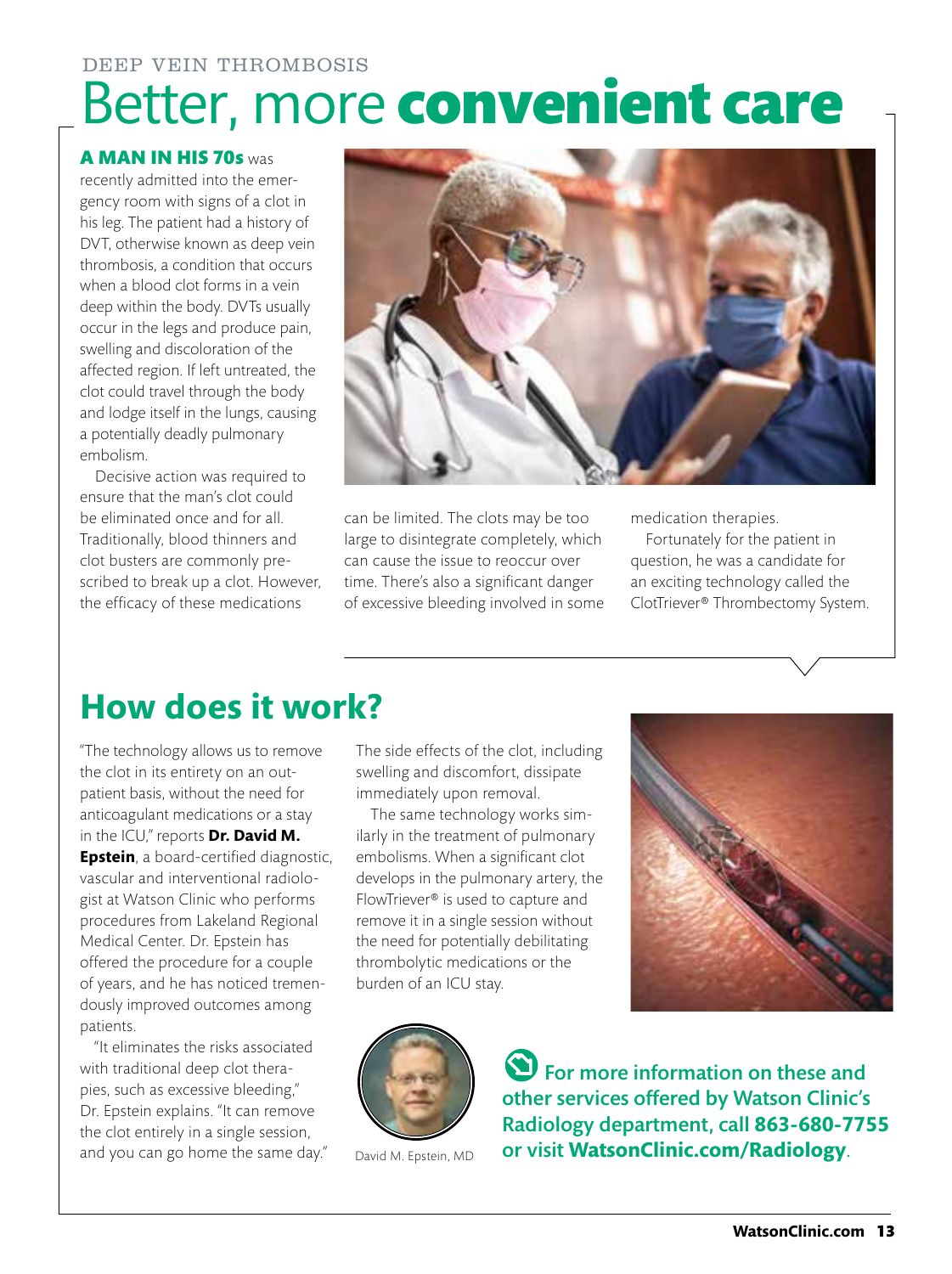DEEP VEIN THROMBOSIS

# Better, more **convenient care**

**A MAN IN HIS 70s** was recently admitted into the emergency room with signs of a clot in his leg. The patient had a history of DVT, otherwise known as deep vein thrombosis, a condition that occurs when a blood clot forms in a vein deep within the body. DVTs usually occur in the legs and produce pain, swelling and discoloration of the affected region. If left untreated, the clot could travel through the body and lodge itself in the lungs, causing a potentially deadly pulmonary embolism.

Decisive action was required to ensure that the man's clot could be eliminated once and for all. Traditionally, blood thinners and clot busters are commonly prescribed to break up a clot. However, the efficacy of these medications can be limited. The clots may be too large to disintegrate completely, which can cause the issue to reoccur over time. There's also a significant danger of excessive bleeding involved in some medication therapies.

Fortunately for the patient in question, he was a candidate for an exciting technology called the ClotTriever® Thrombectomy System.

## How does it work?

"The technology allows us to remove the clot in its entirety on an outpatient basis, without the need for anticoagulant medications or a stay in the ICU," reports **Dr. David M. Epstein**, a board-certified diagnostic, vascular and interventional radiologist at Watson Clinic who performs procedures from Lakeland Regional Medical Center. Dr. Epstein has offered the procedure for a couple of years, and he has noticed tremendously improved outcomes among patients.

"It eliminates the risks associated with traditional deep clot therapies, such as excessive bleeding," Dr. Epstein explains. "It can remove the clot entirely in a single session, and you can go home the same day." The side effects of the clot, including swelling and discomfort, dissipate immediately upon removal.

The same technology works similarly in the treatment of pulmonary embolisms. When a significant clot develops in the pulmonary artery, the FlowTriever® is used to capture and remove it in a single session without the need for potentially debilitating thrombolytic medications or the burden of an ICU stay.

David M. Epstein, MD

**For more information on these and other services offered by Watson Clinic's Radiology department, call 863-680-7755 or visit WatsonClinic.com/Radiology.**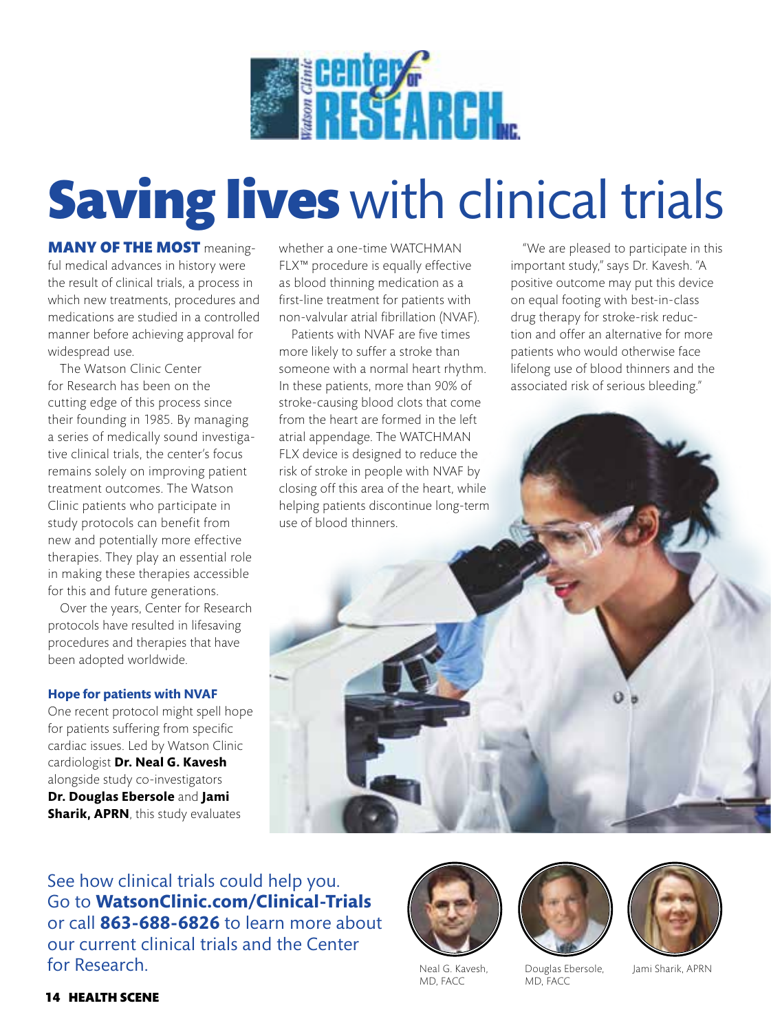# **Saving lives** with clinical trials

**MANY OF THE MOST** meaningful medical advances in history were the result of clinical trials, a process in which new treatments, procedures and medications are studied in a controlled manner before achieving approval for widespread use.

The Watson Clinic Center for Research has been on the cutting edge of this process since their founding in 1985. By managing a series of medically sound investigative clinical trials, the center's focus remains solely on improving patient treatment outcomes. The Watson Clinic patients who participate in study protocols can benefit from new and potentially more effective therapies. They play an essential role in making these therapies accessible for this and future generations.

Over the years, Center for Research protocols have resulted in lifesaving procedures and therapies that have been adopted worldwide.

### Hope for patients with NVAF

One recent protocol might spell hope for patients suffering from specific cardiac issues. Led by Watson Clinic cardiologist **Dr. Neal G. Kavesh** alongside study co-investigators **Dr. Douglas Ebersole** and **Jami Sharik, APRN**, this study evaluates whether a one-time WATCHMAN FLX™ procedure is equally effective as blood thinning medication as a first-line treatment for patients with non-valvular atrial fibrillation (NVAF).

Patients with NVAF are five times more likely to suffer a stroke than someone with a normal heart rhythm. In these patients, more than 90% of stroke-causing blood clots that come from the heart are formed in the left atrial appendage. The WATCHMAN FLX device is designed to reduce the risk of stroke in people with NVAF by closing off this area of the heart, while helping patients discontinue long-term use of blood thinners.

"We are pleased to participate in this important study," says Dr. Kavesh. "A positive outcome may put this device on equal footing with best-in-class drug therapy for stroke-risk reduction and offer an alternative for more patients who would otherwise face lifelong use of blood thinners and the associated risk of serious bleeding."

See how clinical trials could help you. Go to **WatsonClinic.com/Clinical-Trials** or call **863-688-6826** to learn more about our current clinical trials and the Center for Research.

Neal G. Kavesh, MD, FACC

Douglas Ebersole, MD, FACC

Jami Sharik, APRN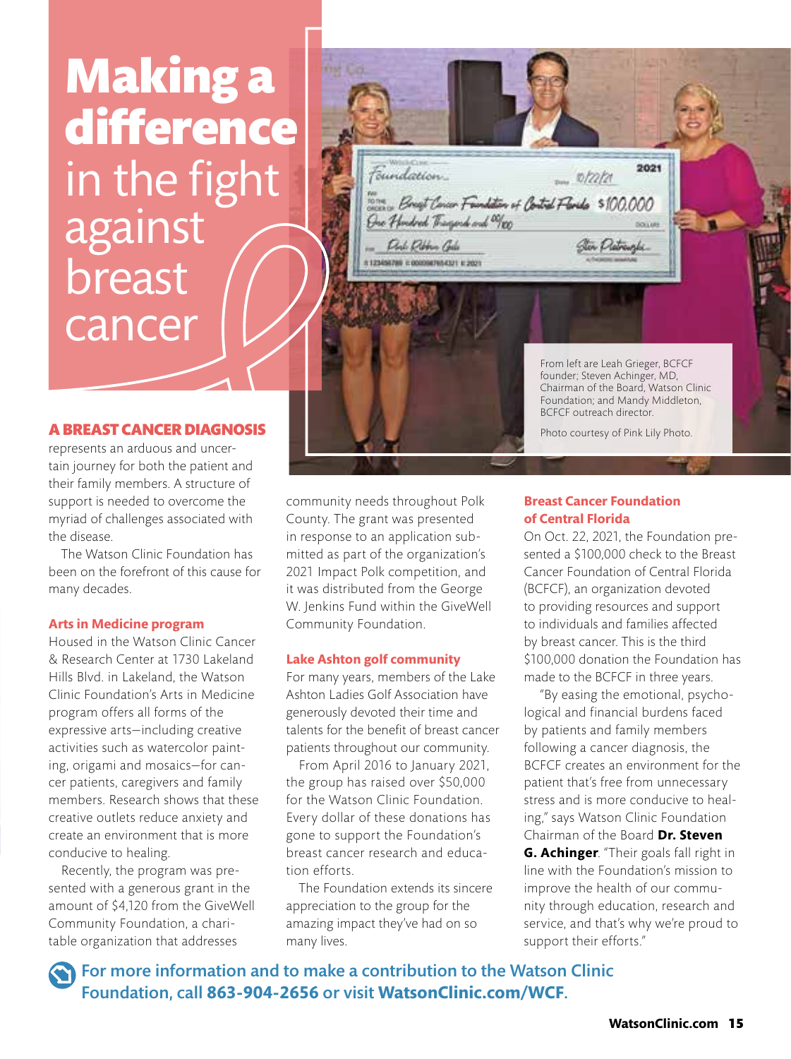# Making a difference in the fight against breast cancer

From left are Leah Grieger, BCFCF founder; Steven Achinger, MD, Chairman of the Board, Watson Clinic Foundation; and Mandy Middleton, BCFCF outreach director.

Photo courtesy of Pink Lily Photo.

**A BREAST CANCER DIAGNOSIS** represents an arduous and uncertain journey for both the patient and their family members. A structure of support is needed to overcome the myriad of challenges associated with the disease.

The Watson Clinic Foundation has been on the forefront of this cause for many decades.

### Arts in Medicine program

Housed in the Watson Clinic Cancer & Research Center at 1730 Lakeland Hills Blvd. in Lakeland, the Watson Clinic Foundation's Arts in Medicine program offers all forms of the expressive arts—including creative activities such as watercolor painting, origami and mosaics—for cancer patients, caregivers and family members. Research shows that these creative outlets reduce anxiety and create an environment that is more conducive to healing.

Recently, the program was presented with a generous grant in the amount of $4,120 from the GiveWell Community Foundation, a charitable organization that addresses community needs throughout Polk County. The grant was presented in response to an application submitted as part of the organization's 2021 Impact Polk competition, and it was distributed from the George W. Jenkins Fund within the GiveWell Community Foundation.

### Lake Ashton golf community

For many years, members of the Lake Ashton Ladies Golf Association have generously devoted their time and talents for the benefit of breast cancer patients throughout our community.

From April 2016 to January 2021, the group has raised over $50,000 for the Watson Clinic Foundation. Every dollar of these donations has gone to support the Foundation's breast cancer research and education efforts.

The Foundation extends its sincere appreciation to the group for the amazing impact they've had on so many lives.

### Breast Cancer Foundation of Central Florida

On Oct. 22, 2021, the Foundation presented a $100,000 check to the Breast Cancer Foundation of Central Florida (BCFCF), an organization devoted to providing resources and support to individuals and families affected by breast cancer. This is the third $100,000 donation the Foundation has made to the BCFCF in three years.

"By easing the emotional, psychological and financial burdens faced by patients and family members following a cancer diagnosis, the BCFCF creates an environment for the patient that's free from unnecessary stress and is more conducive to healing," says Watson Clinic Foundation Chairman of the Board **Dr. Steven G. Achinger**. "Their goals fall right in line with the Foundation's mission to improve the health of our community through education, research and service, and that's why we're proud to support their efforts."

**For more information and to make a contribution to the Watson Clinic Foundation, call 863-904-2656 or visit WatsonClinic.com/WCF.**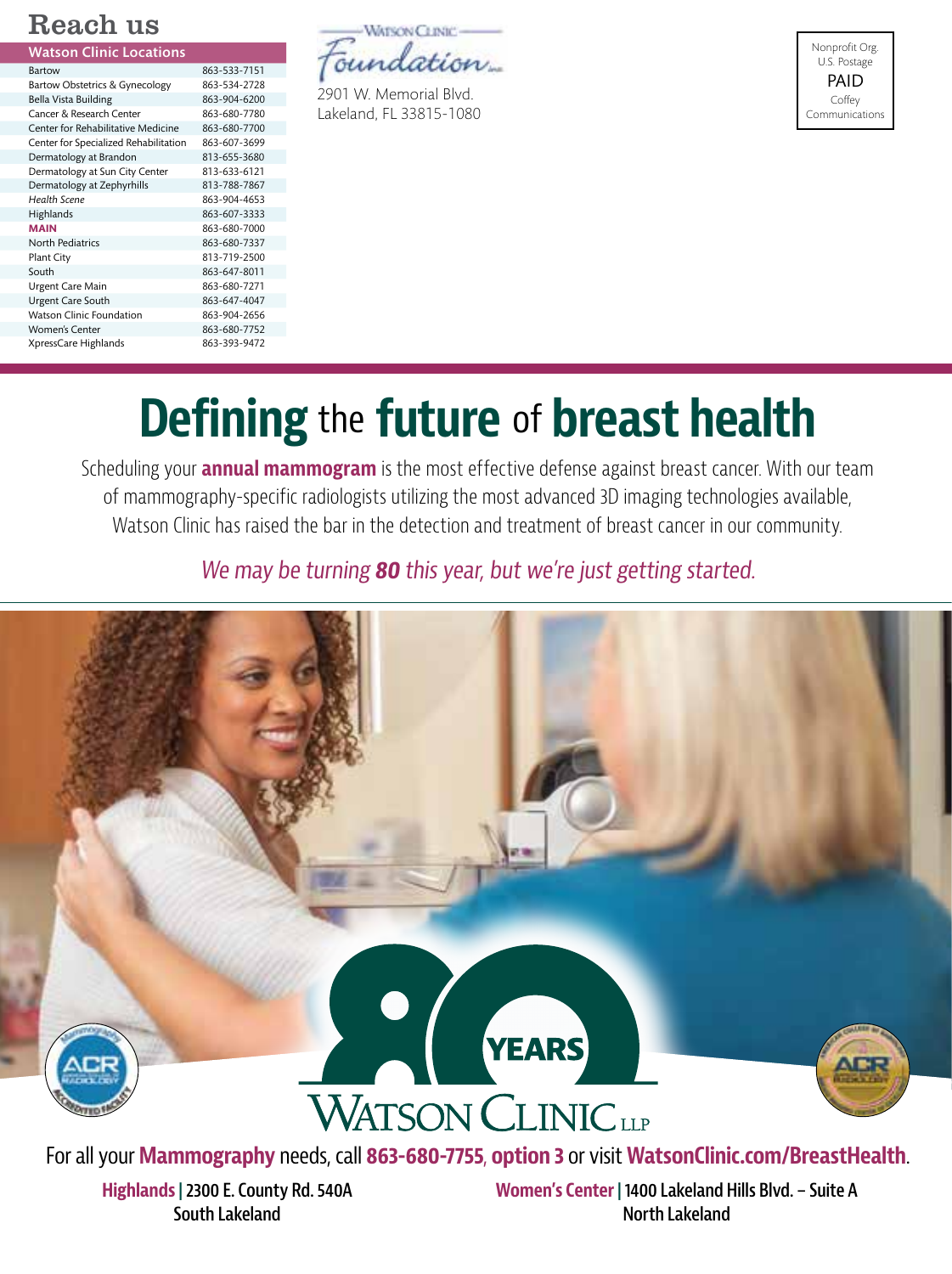# Reach us

| Watson Clinic Locations | |
|---|---|
| Bartow | 863-533-7151 |
| Bartow Obstetrics & Gynecology | 863-534-2728 |
| Bella Vista Building | 863-904-6200 |
| Cancer & Research Center | 863-680-7780 |
| Center for Rehabilitative Medicine | 863-680-7700 |
| Center for Specialized Rehabilitation | 863-607-3699 |
| Dermatology at Brandon | 813-655-3680 |
| Dermatology at Sun City Center | 813-633-6121 |
| Dermatology at Zephyrhills | 813-788-7867 |
| *Health Scene* | 863-904-4653 |
| Highlands | 863-607-3333 |
| **MAIN** | 863-680-7000 |
| North Pediatrics | 863-680-7337 |
| Plant City | 813-719-2500 |
| South | 863-647-8011 |
| Urgent Care Main | 863-680-7271 |
| Urgent Care South | 863-647-4047 |
| Watson Clinic Foundation | 863-904-2656 |
| Women's Center | 863-680-7752 |
| XpressCare Highlands | 863-393-9472 |

Watson Clinic Foundation
2901 W. Memorial Blvd.
Lakeland, FL 33815-1080

Nonprofit Org.
U.S. Postage
PAID
Coffey
Communications

# Defining the future of breast health

Scheduling your **annual mammogram** is the most effective defense against breast cancer. With our team of mammography-specific radiologists utilizing the most advanced 3D imaging technologies available, Watson Clinic has raised the bar in the detection and treatment of breast cancer in our community.

*We may be turning **80** this year, but we're just getting started.*

80 YEARS
WATSON CLINIC LLP

For all your **Mammography** needs, call **863-680-7755**, **option 3** or visit **WatsonClinic.com/BreastHealth**.

**Highlands** | 2300 E. County Rd. 540A
South Lakeland

**Women's Center** | 1400 Lakeland Hills Blvd. – Suite A
North Lakeland